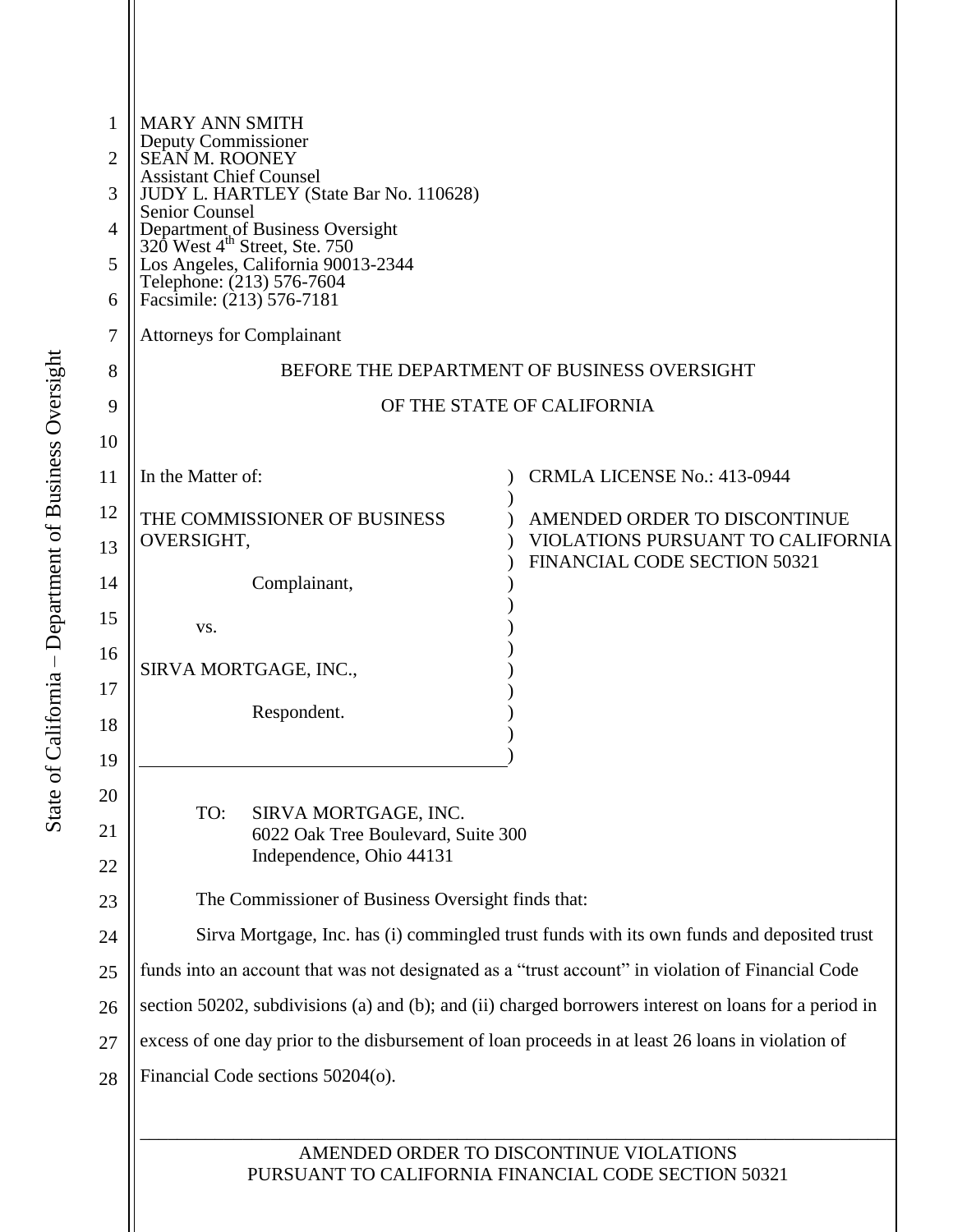MARY ANN SMITH
Deputy Commissioner
SEAN M. ROONEY
Assistant Chief Counsel
JUDY L. HARTLEY (State Bar No. 110628)
Senior Counsel
Department of Business Oversight
320 West 4th Street, Ste. 750
Los Angeles, California 90013-2344
Telephone: (213) 576-7604
Facsimile: (213) 576-7181

Attorneys for Complainant

BEFORE THE DEPARTMENT OF BUSINESS OVERSIGHT

OF THE STATE OF CALIFORNIA

| | |
|---|---|
| In the Matter of:<br><br>THE COMMISSIONER OF BUSINESS OVERSIGHT,<br><br>Complainant,<br><br>vs.<br><br>SIRVA MORTGAGE, INC.,<br><br>Respondent. | CRMLA LICENSE No.: 413-0944<br><br>AMENDED ORDER TO DISCONTINUE VIOLATIONS PURSUANT TO CALIFORNIA FINANCIAL CODE SECTION 50321 |

TO: SIRVA MORTGAGE, INC.
6022 Oak Tree Boulevard, Suite 300
Independence, Ohio 44131

The Commissioner of Business Oversight finds that:

Sirva Mortgage, Inc. has (i) commingled trust funds with its own funds and deposited trust funds into an account that was not designated as a "trust account" in violation of Financial Code section 50202, subdivisions (a) and (b); and (ii) charged borrowers interest on loans for a period in excess of one day prior to the disbursement of loan proceeds in at least 26 loans in violation of Financial Code sections 50204(o).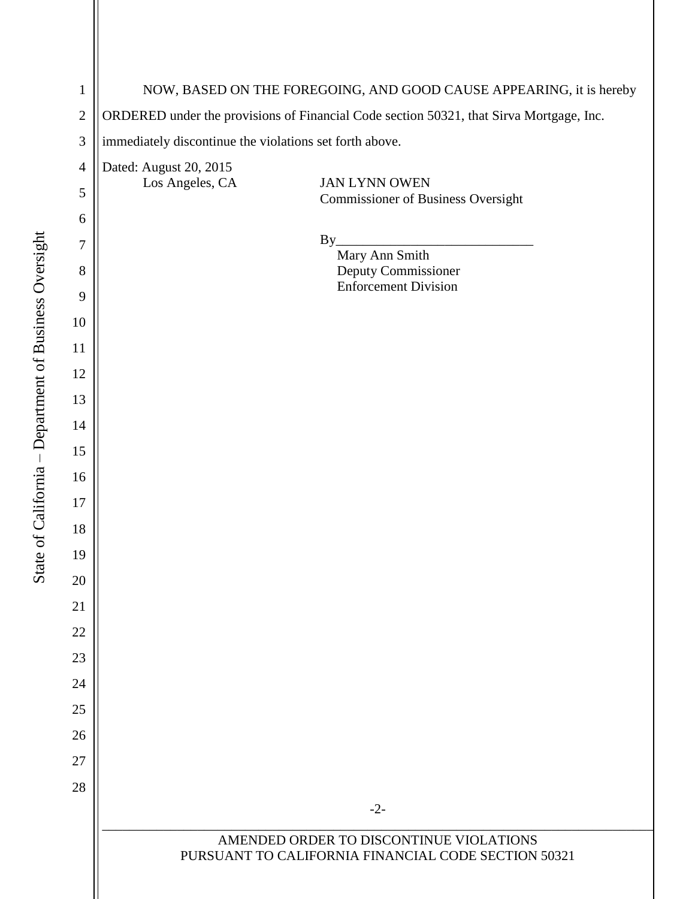NOW, BASED ON THE FOREGOING, AND GOOD CAUSE APPEARING, it is hereby ORDERED under the provisions of Financial Code section 50321, that Sirva Mortgage, Inc. immediately discontinue the violations set forth above.

Dated: August 20, 2015
Los Angeles, CA

JAN LYNN OWEN
Commissioner of Business Oversight

By_____________________________
Mary Ann Smith
Deputy Commissioner
Enforcement Division